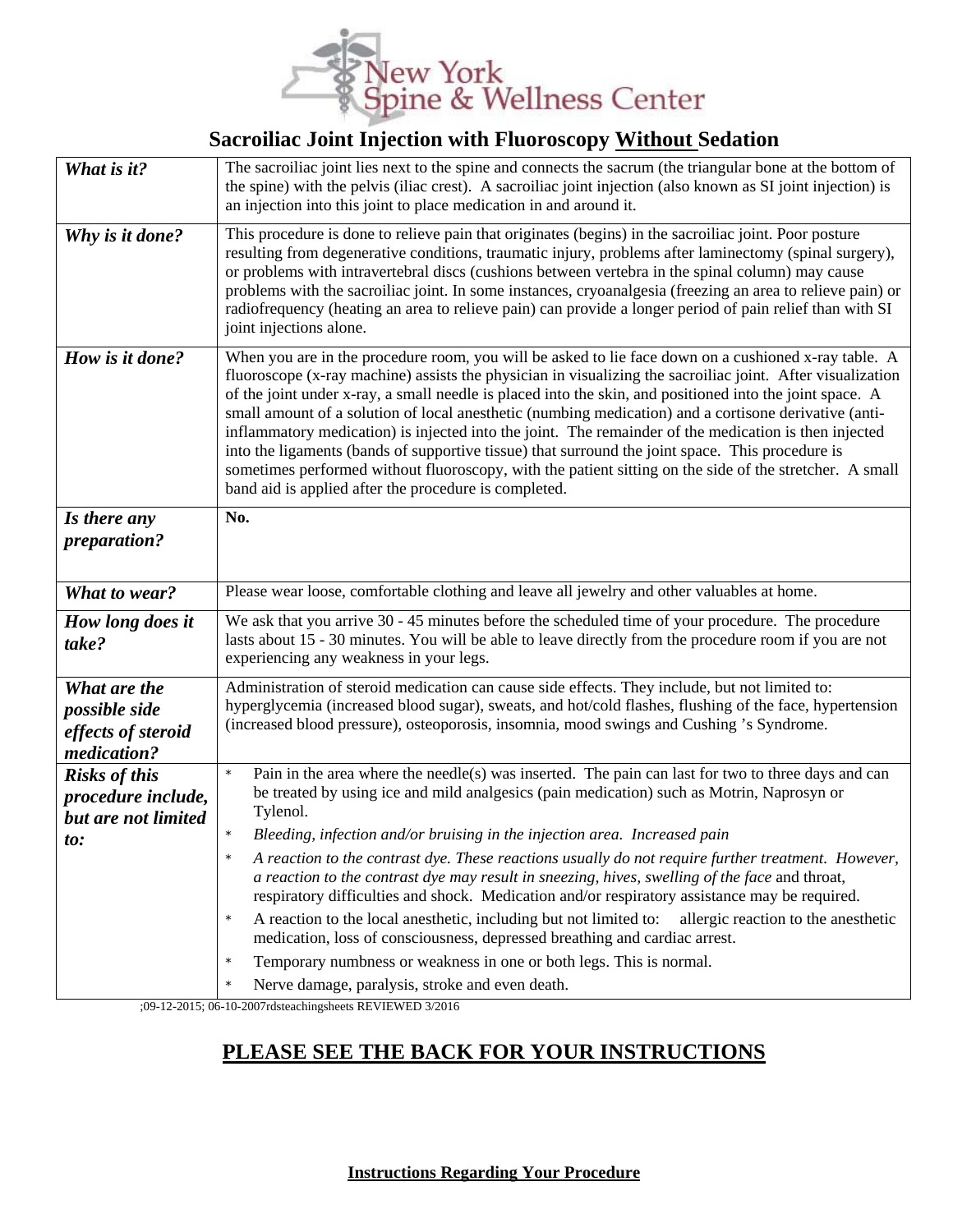# New York Spine & Wellness Center

## Sacroiliac Joint Injection with Fluoroscopy <u>Without</u> Sedation

| | |
|---|---|
| ***What is it?*** | The sacroiliac joint lies next to the spine and connects the sacrum (the triangular bone at the bottom of the spine) with the pelvis (iliac crest). A sacroiliac joint injection (also known as SI joint injection) is an injection into this joint to place medication in and around it. |
| ***Why is it done?*** | This procedure is done to relieve pain that originates (begins) in the sacroiliac joint. Poor posture resulting from degenerative conditions, traumatic injury, problems after laminectomy (spinal surgery), or problems with intravertebral discs (cushions between vertebra in the spinal column) may cause problems with the sacroiliac joint. In some instances, cryoanalgesia (freezing an area to relieve pain) or radiofrequency (heating an area to relieve pain) can provide a longer period of pain relief than with SI joint injections alone. |
| ***How is it done?*** | When you are in the procedure room, you will be asked to lie face down on a cushioned x-ray table. A fluoroscope (x-ray machine) assists the physician in visualizing the sacroiliac joint. After visualization of the joint under x-ray, a small needle is placed into the skin, and positioned into the joint space. A small amount of a solution of local anesthetic (numbing medication) and a cortisone derivative (anti-inflammatory medication) is injected into the joint. The remainder of the medication is then injected into the ligaments (bands of supportive tissue) that surround the joint space. This procedure is sometimes performed without fluoroscopy, with the patient sitting on the side of the stretcher. A small band aid is applied after the procedure is completed. |
| ***Is there any preparation?*** | **No.** |
| ***What to wear?*** | Please wear loose, comfortable clothing and leave all jewelry and other valuables at home. |
| ***How long does it take?*** | We ask that you arrive 30 - 45 minutes before the scheduled time of your procedure. The procedure lasts about 15 - 30 minutes. You will be able to leave directly from the procedure room if you are not experiencing any weakness in your legs. |
| ***What are the possible side effects of steroid medication?*** | Administration of steroid medication can cause side effects. They include, but not limited to: hyperglycemia (increased blood sugar), sweats, and hot/cold flashes, flushing of the face, hypertension (increased blood pressure), osteoporosis, insomnia, mood swings and Cushing 's Syndrome. |
| ***Risks of this procedure include, but are not limited to:*** | * Pain in the area where the needle(s) was inserted. The pain can last for two to three days and can be treated by using ice and mild analgesics (pain medication) such as Motrin, Naprosyn or Tylenol.<br>* *Bleeding, infection and/or bruising in the injection area. Increased pain*<br>* *A reaction to the contrast dye. These reactions usually do not require further treatment. However, a reaction to the contrast dye may result in sneezing, hives, swelling of the face* and throat, respiratory difficulties and shock. Medication and/or respiratory assistance may be required.<br>* A reaction to the local anesthetic, including but not limited to: allergic reaction to the anesthetic medication, loss of consciousness, depressed breathing and cardiac arrest.<br>* Temporary numbness or weakness in one or both legs. This is normal.<br>* Nerve damage, paralysis, stroke and even death. |

;09-12-2015; 06-10-2007rdsteachingsheets REVIEWED 3/2016

## <u>PLEASE SEE THE BACK FOR YOUR INSTRUCTIONS</u>

**<u>Instructions Regarding Your Procedure</u>**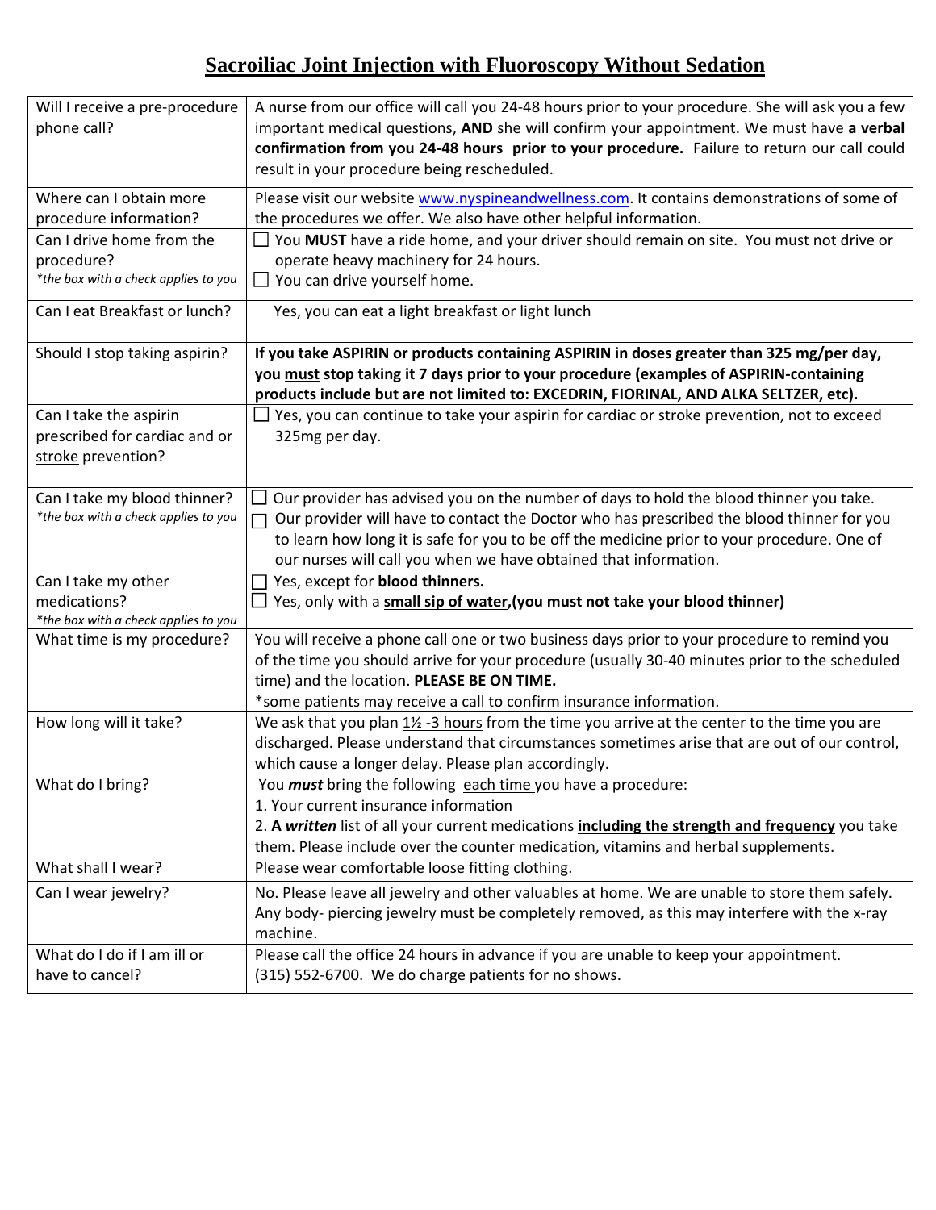# Sacroiliac Joint Injection with Fluoroscopy Without Sedation

| | |
|---|---|
| Will I receive a pre-procedure phone call? | A nurse from our office will call you 24-48 hours prior to your procedure. She will ask you a few important medical questions, **AND** she will confirm your appointment. We must have **a verbal confirmation from you 24-48 hours prior to your procedure.** Failure to return our call could result in your procedure being rescheduled. |
| Where can I obtain more procedure information? | Please visit our website www.nyspineandwellness.com. It contains demonstrations of some of the procedures we offer. We also have other helpful information. |
| Can I drive home from the procedure? *\*the box with a check applies to you* | ☐ You **MUST** have a ride home, and your driver should remain on site. You must not drive or operate heavy machinery for 24 hours.<br>☐ You can drive yourself home. |
| Can I eat Breakfast or lunch? | Yes, you can eat a light breakfast or light lunch |
| Should I stop taking aspirin? | **If you take ASPIRIN or products containing ASPIRIN in doses greater than 325 mg/per day, you must stop taking it 7 days prior to your procedure (examples of ASPIRIN-containing products include but are not limited to: EXCEDRIN, FIORINAL, AND ALKA SELTZER, etc).** |
| Can I take the aspirin prescribed for cardiac and or stroke prevention? | ☐ Yes, you can continue to take your aspirin for cardiac or stroke prevention, not to exceed 325mg per day. |
| Can I take my blood thinner? *\*the box with a check applies to you* | ☐ Our provider has advised you on the number of days to hold the blood thinner you take.<br>☐ Our provider will have to contact the Doctor who has prescribed the blood thinner for you to learn how long it is safe for you to be off the medicine prior to your procedure. One of our nurses will call you when we have obtained that information. |
| Can I take my other medications? *\*the box with a check applies to you* | ☐ Yes, except for **blood thinners.**<br>☐ Yes, only with a **small sip of water,(you must not take your blood thinner)** |
| What time is my procedure? | You will receive a phone call one or two business days prior to your procedure to remind you of the time you should arrive for your procedure (usually 30-40 minutes prior to the scheduled time) and the location. **PLEASE BE ON TIME.**<br>\*some patients may receive a call to confirm insurance information. |
| How long will it take? | We ask that you plan 1½ -3 hours from the time you arrive at the center to the time you are discharged. Please understand that circumstances sometimes arise that are out of our control, which cause a longer delay. Please plan accordingly. |
| What do I bring? | You ***must*** bring the following each time you have a procedure:<br>1. Your current insurance information<br>2. **A *written*** list of all your current medications **including the strength and frequency** you take them. Please include over the counter medication, vitamins and herbal supplements. |
| What shall I wear? | Please wear comfortable loose fitting clothing. |
| Can I wear jewelry? | No. Please leave all jewelry and other valuables at home. We are unable to store them safely. Any body- piercing jewelry must be completely removed, as this may interfere with the x-ray machine. |
| What do I do if I am ill or have to cancel? | Please call the office 24 hours in advance if you are unable to keep your appointment. (315) 552-6700. We do charge patients for no shows. |